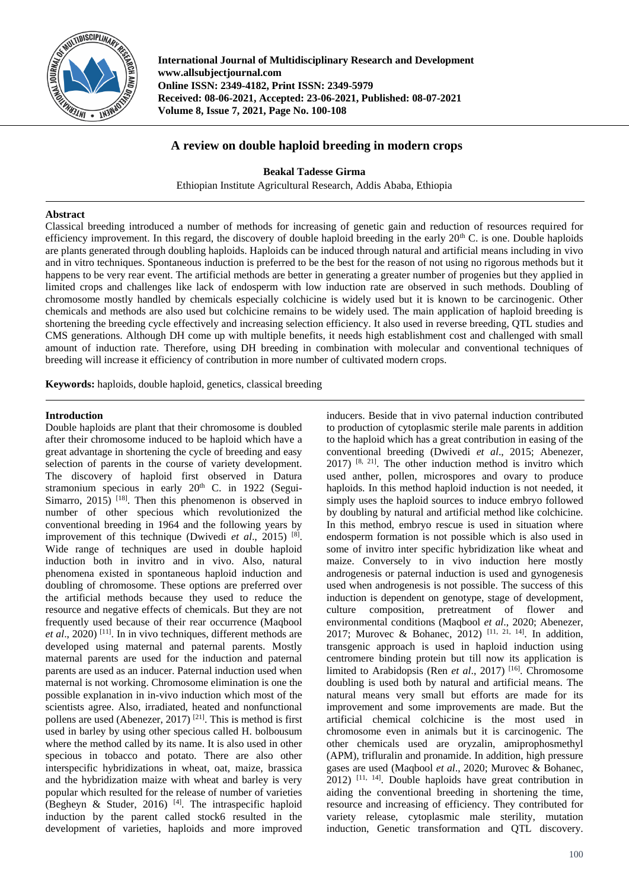International Journal of Multidisciplinary Research and Development
www.allsubjectjournal.com
Online ISSN: 2349-4182, Print ISSN: 2349-5979
Received: 08-06-2021, Accepted: 23-06-2021, Published: 08-07-2021
Volume 8, Issue 7, 2021, Page No. 100-108

# A review on double haploid breeding in modern crops

**Beakal Tadesse Girma**

Ethiopian Institute Agricultural Research, Addis Ababa, Ethiopia

## Abstract

Classical breeding introduced a number of methods for increasing of genetic gain and reduction of resources required for efficiency improvement. In this regard, the discovery of double haploid breeding in the early 20th C. is one. Double haploids are plants generated through doubling haploids. Haploids can be induced through natural and artificial means including in vivo and in vitro techniques. Spontaneous induction is preferred to be the best for the reason of not using no rigorous methods but it happens to be very rear event. The artificial methods are better in generating a greater number of progenies but they applied in limited crops and challenges like lack of endosperm with low induction rate are observed in such methods. Doubling of chromosome mostly handled by chemicals especially colchicine is widely used but it is known to be carcinogenic. Other chemicals and methods are also used but colchicine remains to be widely used. The main application of haploid breeding is shortening the breeding cycle effectively and increasing selection efficiency. It also used in reverse breeding, QTL studies and CMS generations. Although DH come up with multiple benefits, it needs high establishment cost and challenged with small amount of induction rate. Therefore, using DH breeding in combination with molecular and conventional techniques of breeding will increase it efficiency of contribution in more number of cultivated modern crops.

**Keywords:** haploids, double haploid, genetics, classical breeding

## Introduction

Double haploids are plant that their chromosome is doubled after their chromosome induced to be haploid which have a great advantage in shortening the cycle of breeding and easy selection of parents in the course of variety development. The discovery of haploid first observed in Datura stramonium specious in early 20th C. in 1922 (Segui-Simarro, 2015) [18]. Then this phenomenon is observed in number of other specious which revolutionized the conventional breeding in 1964 and the following years by improvement of this technique (Dwivedi *et al*., 2015) [8]. Wide range of techniques are used in double haploid induction both in invitro and in vivo. Also, natural phenomena existed in spontaneous haploid induction and doubling of chromosome. These options are preferred over the artificial methods because they used to reduce the resource and negative effects of chemicals. But they are not frequently used because of their rear occurrence (Maqbool *et al*., 2020) [11]. In in vivo techniques, different methods are developed using maternal and paternal parents. Mostly maternal parents are used for the induction and paternal parents are used as an inducer. Paternal induction used when maternal is not working. Chromosome elimination is one the possible explanation in in-vivo induction which most of the scientists agree. Also, irradiated, heated and nonfunctional pollens are used (Abenezer, 2017) [21]. This is method is first used in barley by using other specious called H. bolbousum where the method called by its name. It is also used in other specious in tobacco and potato. There are also other interspecific hybridizations in wheat, oat, maize, brassica and the hybridization maize with wheat and barley is very popular which resulted for the release of number of varieties (Begheyn & Studer, 2016) [4]. The intraspecific haploid induction by the parent called stock6 resulted in the development of varieties, haploids and more improved inducers. Beside that in vivo paternal induction contributed to production of cytoplasmic sterile male parents in addition to the haploid which has a great contribution in easing of the conventional breeding (Dwivedi *et al*., 2015; Abenezer, 2017) [8, 21]. The other induction method is invitro which used anther, pollen, microspores and ovary to produce haploids. In this method haploid induction is not needed, it simply uses the haploid sources to induce embryo followed by doubling by natural and artificial method like colchicine. In this method, embryo rescue is used in situation where endosperm formation is not possible which is also used in some of invitro inter specific hybridization like wheat and maize. Conversely to in vivo induction here mostly androgenesis or paternal induction is used and gynogenesis used when androgenesis is not possible. The success of this induction is dependent on genotype, stage of development, culture composition, pretreatment of flower and environmental conditions (Maqbool *et al*., 2020; Abenezer, 2017; Murovec & Bohanec, 2012) [11, 21, 14]. In addition, transgenic approach is used in haploid induction using centromere binding protein but till now its application is limited to Arabidopsis (Ren *et al*., 2017) [16]. Chromosome doubling is used both by natural and artificial means. The natural means very small but efforts are made for its improvement and some improvements are made. But the artificial chemical colchicine is the most used in chromosome even in animals but it is carcinogenic. The other chemicals used are oryzalin, amiprophosmethyl (APM), trifluralin and pronamide. In addition, high pressure gases are used (Maqbool *et al*., 2020; Murovec & Bohanec, 2012) [11, 14]. Double haploids have great contribution in aiding the conventional breeding in shortening the time, resource and increasing of efficiency. They contributed for variety release, cytoplasmic male sterility, mutation induction, Genetic transformation and QTL discovery.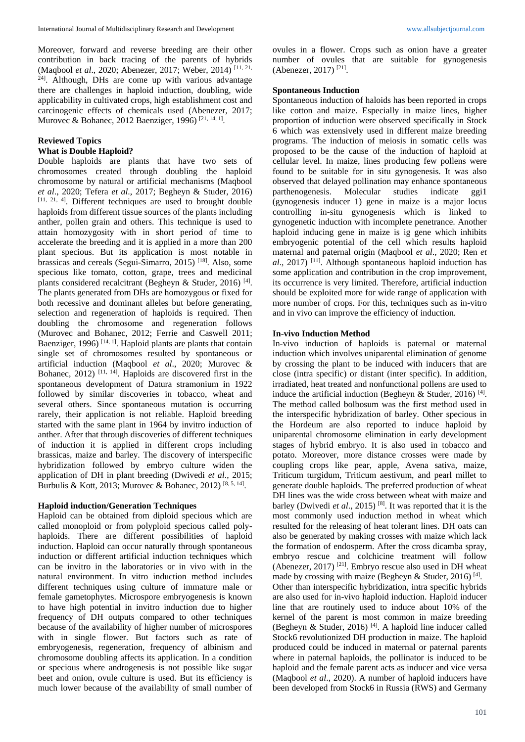Moreover, forward and reverse breeding are their other contribution in back tracing of the parents of hybrids (Maqbool *et al*., 2020; Abenezer, 2017; Weber, 2014) [11, 21, 24]. Although, DHs are come up with various advantage there are challenges in haploid induction, doubling, wide applicability in cultivated crops, high establishment cost and carcinogenic effects of chemicals used (Abenezer, 2017; Murovec & Bohanec, 2012 Baenziger, 1996) [21, 14, 1].

## Reviewed Topics

### What is Double Haploid?

Double haploids are plants that have two sets of chromosomes created through doubling the haploid chromosome by natural or artificial mechanisms (Maqbool *et al*., 2020; Tefera *et al*., 2017; Begheyn & Studer, 2016) [11, 21, 4]. Different techniques are used to brought double haploids from different tissue sources of the plants including anther, pollen grain and others. This technique is used to attain homozygosity with in short period of time to accelerate the breeding and it is applied in a more than 200 plant specious. But its application is most notable in brassicas and cereals (Segui-Simarro, 2015) [18]. Also, some specious like tomato, cotton, grape, trees and medicinal plants considered recalcitrant (Begheyn & Studer, 2016) [4]. The plants generated from DHs are homozygous or fixed for both recessive and dominant alleles but before generating, selection and regeneration of haploids is required. Then doubling the chromosome and regeneration follows (Murovec and Bohanec, 2012; Ferrie and Caswell 2011; Baenziger, 1996) [14, 1]. Haploid plants are plants that contain single set of chromosomes resulted by spontaneous or artificial induction (Maqbool *et al*., 2020; Murovec & Bohanec, 2012) [11, 14]. Haploids are discovered first in the spontaneous development of Datura stramonium in 1922 followed by similar discoveries in tobacco, wheat and several others. Since spontaneous mutation is occurring rarely, their application is not reliable. Haploid breeding started with the same plant in 1964 by invitro induction of anther. After that through discoveries of different techniques of induction it is applied in different crops including brassicas, maize and barley. The discovery of interspecific hybridization followed by embryo culture widen the application of DH in plant breeding (Dwivedi *et al*., 2015; Burbulis & Kott, 2013; Murovec & Bohanec, 2012) [8, 5, 14].

### Haploid induction/Generation Techniques

Haploid can be obtained from diploid specious which are called monoploid or from polyploid specious called poly-haploids. There are different possibilities of haploid induction. Haploid can occur naturally through spontaneous induction or different artificial induction techniques which can be invitro in the laboratories or in vivo with in the natural environment. In vitro induction method includes different techniques using culture of immature male or female gametophytes. Microspore embryogenesis is known to have high potential in invitro induction due to higher frequency of DH outputs compared to other techniques because of the availability of higher number of microspores with in single flower. But factors such as rate of embryogenesis, regeneration, frequency of albinism and chromosome doubling affects its application. In a condition or specious where androgenesis is not possible like sugar beet and onion, ovule culture is used. But its efficiency is much lower because of the availability of small number of ovules in a flower. Crops such as onion have a greater number of ovules that are suitable for gynogenesis (Abenezer, 2017) [21].

### Spontaneous Induction

Spontaneous induction of haloids has been reported in crops like cotton and maize. Especially in maize lines, higher proportion of induction were observed specifically in Stock 6 which was extensively used in different maize breeding programs. The induction of meiosis in somatic cells was proposed to be the cause of the induction of haploid at cellular level. In maize, lines producing few pollens were found to be suitable for in situ gynogenesis. It was also observed that delayed pollination may enhance spontaneous parthenogenesis. Molecular studies indicate ggi1 (gynogenesis inducer 1) gene in maize is a major locus controlling in-situ gynogenesis which is linked to gynogenetic induction with incomplete penetrance. Another haploid inducing gene in maize is ig gene which inhibits embryogenic potential of the cell which results haploid maternal and paternal origin (Maqbool *et al*., 2020; Ren *et al*., 2017) [11]. Although spontaneous haploid induction has some application and contribution in the crop improvement, its occurrence is very limited. Therefore, artificial induction should be exploited more for wide range of application with more number of crops. For this, techniques such as in-vitro and in vivo can improve the efficiency of induction.

### In-vivo Induction Method

In-vivo induction of haploids is paternal or maternal induction which involves uniparental elimination of genome by crossing the plant to be induced with inducers that are close (intra specific) or distant (inter specific). In addition, irradiated, heat treated and nonfunctional pollens are used to induce the artificial induction (Begheyn & Studer, 2016) [4]. The method called bolbosum was the first method used in the interspecific hybridization of barley. Other specious in the Hordeum are also reported to induce haploid by uniparental chromosome elimination in early development stages of hybrid embryo. It is also used in tobacco and potato. Moreover, more distance crosses were made by coupling crops like pear, apple, Avena sativa, maize, Triticum turgidum, Triticum aestivum, and pearl millet to generate double haploids. The preferred production of wheat DH lines was the wide cross between wheat with maize and barley (Dwivedi *et al*., 2015) [8]. It was reported that it is the most commonly used induction method in wheat which resulted for the releasing of heat tolerant lines. DH oats can also be generated by making crosses with maize which lack the formation of endosperm. After the cross dicamba spray, embryo rescue and colchicine treatment will follow (Abenezer, 2017) [21]. Embryo rescue also used in DH wheat made by crossing with maize (Begheyn & Studer, 2016) [4].

Other than interspecific hybridization, intra specific hybrids are also used for in-vivo haploid induction. Haploid inducer line that are routinely used to induce about 10% of the kernel of the parent is most common in maize breeding (Begheyn & Studer, 2016) [4]. A haploid line inducer called Stock6 revolutionized DH production in maize. The haploid produced could be induced in maternal or paternal parents where in paternal haploids, the pollinator is induced to be haploid and the female parent acts as inducer and vice versa (Maqbool *et al*., 2020). A number of haploid inducers have been developed from Stock6 in Russia (RWS) and Germany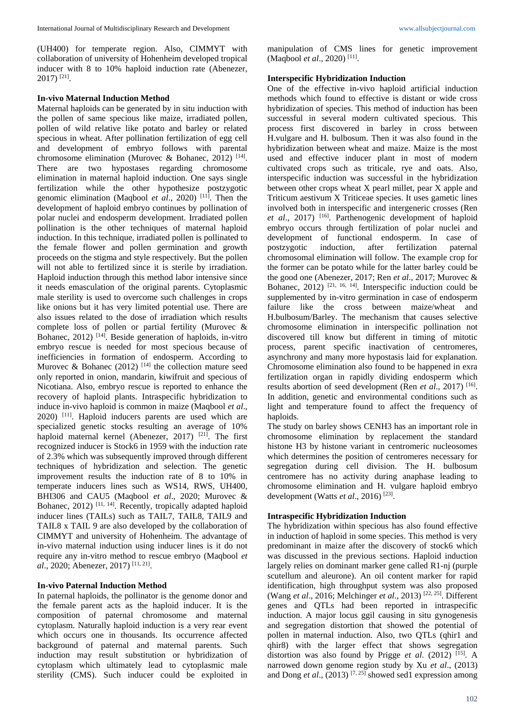(UH400) for temperate region. Also, CIMMYT with collaboration of university of Hohenheim developed tropical inducer with 8 to 10% haploid induction rate (Abenezer, 2017) [21].

### In-vivo Maternal Induction Method

Maternal haploids can be generated by in situ induction with the pollen of same specious like maize, irradiated pollen, pollen of wild relative like potato and barley or related specious in wheat. After pollination fertilization of egg cell and development of embryo follows with parental chromosome elimination (Murovec & Bohanec, 2012) [14]. There are two hypostases regarding chromosome elimination in maternal haploid induction. One says single fertilization while the other hypothesize postzygotic genomic elimination (Maqbool *et al*., 2020) [11]. Then the development of haploid embryo continues by pollination of polar nuclei and endosperm development. Irradiated pollen pollination is the other techniques of maternal haploid induction. In this technique, irradiated pollen is pollinated to the female flower and pollen germination and growth proceeds on the stigma and style respectively. But the pollen will not able to fertilized since it is sterile by irradiation. Haploid induction through this method labor intensive since it needs emasculation of the original parents. Cytoplasmic male sterility is used to overcome such challenges in crops like onions but it has very limited potential use. There are also issues related to the dose of irradiation which results complete loss of pollen or partial fertility (Murovec & Bohanec, 2012) [14]. Beside generation of haploids, in-vitro embryo rescue is needed for most specious because of inefficiencies in formation of endosperm. According to Murovec & Bohanec (2012) [14] the collection mature seed only reported in onion, mandarin, kiwifruit and specious of Nicotiana. Also, embryo rescue is reported to enhance the recovery of haploid plants. Intraspecific hybridization to induce in-vivo haploid is common in maize (Maqbool *et al*., 2020) [11]. Haploid inducers parents are used which are specialized genetic stocks resulting an average of 10% haploid maternal kernel (Abenezer, 2017) [21]. The first recognized inducer is Stock6 in 1959 with the induction rate of 2.3% which was subsequently improved through different techniques of hybridization and selection. The genetic improvement results the induction rate of 8 to 10% in temperate inducers lines such as WS14, RWS, UH400, BHI306 and CAU5 (Maqbool *et al*., 2020; Murovec & Bohanec, 2012) [11, 14]. Recently, tropically adapted haploid inducer lines (TAILs) such as TAIL7, TAIL8, TAIL9 and TAIL8 x TAIL 9 are also developed by the collaboration of CIMMYT and university of Hohenheim. The advantage of in-vivo maternal induction using inducer lines is it do not require any in-vitro method to rescue embryo (Maqbool *et al*., 2020; Abenezer, 2017) [11, 21].

### In-vivo Paternal Induction Method

In paternal haploids, the pollinator is the genome donor and the female parent acts as the haploid inducer. It is the composition of paternal chromosome and maternal cytoplasm. Naturally haploid induction is a very rear event which occurs one in thousands. Its occurrence affected background of paternal and maternal parents. Such induction may result substitution or hybridization of cytoplasm which ultimately lead to cytoplasmic male sterility (CMS). Such inducer could be exploited in manipulation of CMS lines for genetic improvement (Maqbool *et al*., 2020) [11].

### Interspecific Hybridization Induction

One of the effective in-vivo haploid artificial induction methods which found to effective is distant or wide cross hybridization of species. This method of induction has been successful in several modern cultivated specious. This process first discovered in barley in cross between H.vulgare and H. bulbosum. Then it was also found in the hybridization between wheat and maize. Maize is the most used and effective inducer plant in most of modern cultivated crops such as triticale, rye and oats. Also, interspecific induction was successful in the hybridization between other crops wheat X pearl millet, pear X apple and Triticum aestivum X Triticeae species. It uses gametic lines involved both in interspecific and intergeneric crosses (Ren *et al*., 2017) [16]. Parthenogenic development of haploid embryo occurs through fertilization of polar nuclei and development of functional endosperm. In case of postzygotic induction, after fertilization paternal chromosomal elimination will follow. The example crop for the former can be potato while for the latter barley could be the good one (Abenezer, 2017; Ren *et al*., 2017; Murovec & Bohanec, 2012) [21, 16, 14]. Interspecific induction could be supplemented by in-vitro germination in case of endosperm failure like the cross between maize/wheat and H.bulbosum/Barley. The mechanism that causes selective chromosome elimination in interspecific pollination not discovered till know but different in timing of mitotic process, parent specific inactivation of centromeres, asynchrony and many more hypostasis laid for explanation. Chromosome elimination also found to be happened in exra fertilization organ in rapidly dividing endosperm which results abortion of seed development (Ren *et al*., 2017) [16]. In addition, genetic and environmental conditions such as light and temperature found to affect the frequency of haploids.

The study on barley shows CENH3 has an important role in chromosome elimination by replacement the standard histone H3 by histone variant in centromeric nucleosomes which determines the position of centromeres necessary for segregation during cell division. The H. bulbosum centromere has no activity during anaphase leading to chromosome elimination and H. vulgare haploid embryo development (Watts *et al*., 2016) [23].

### Intraspecific Hybridization Induction

The hybridization within specious has also found effective in induction of haploid in some species. This method is very predominant in maize after the discovery of stock6 which was discussed in the previous sections. Haploid induction largely relies on dominant marker gene called R1-nj (purple scutellum and aleurone). An oil content marker for rapid identification, high throughput system was also proposed (Wang *et al*., 2016; Melchinger *et al*., 2013) [22, 25]. Different genes and QTLs had been reported in intraspecific induction. A major locus ggil causing in situ gynogenesis and segregation distortion that showed the potential of pollen in maternal induction. Also, two QTLs (qhir1 and qhir8) with the larger effect that shows segregation distortion was also found by Prigge *et al.* (2012) [15]. A narrowed down genome region study by Xu *et al*., (2013) and Dong *et al*., (2013) [7, 25] showed sed1 expression among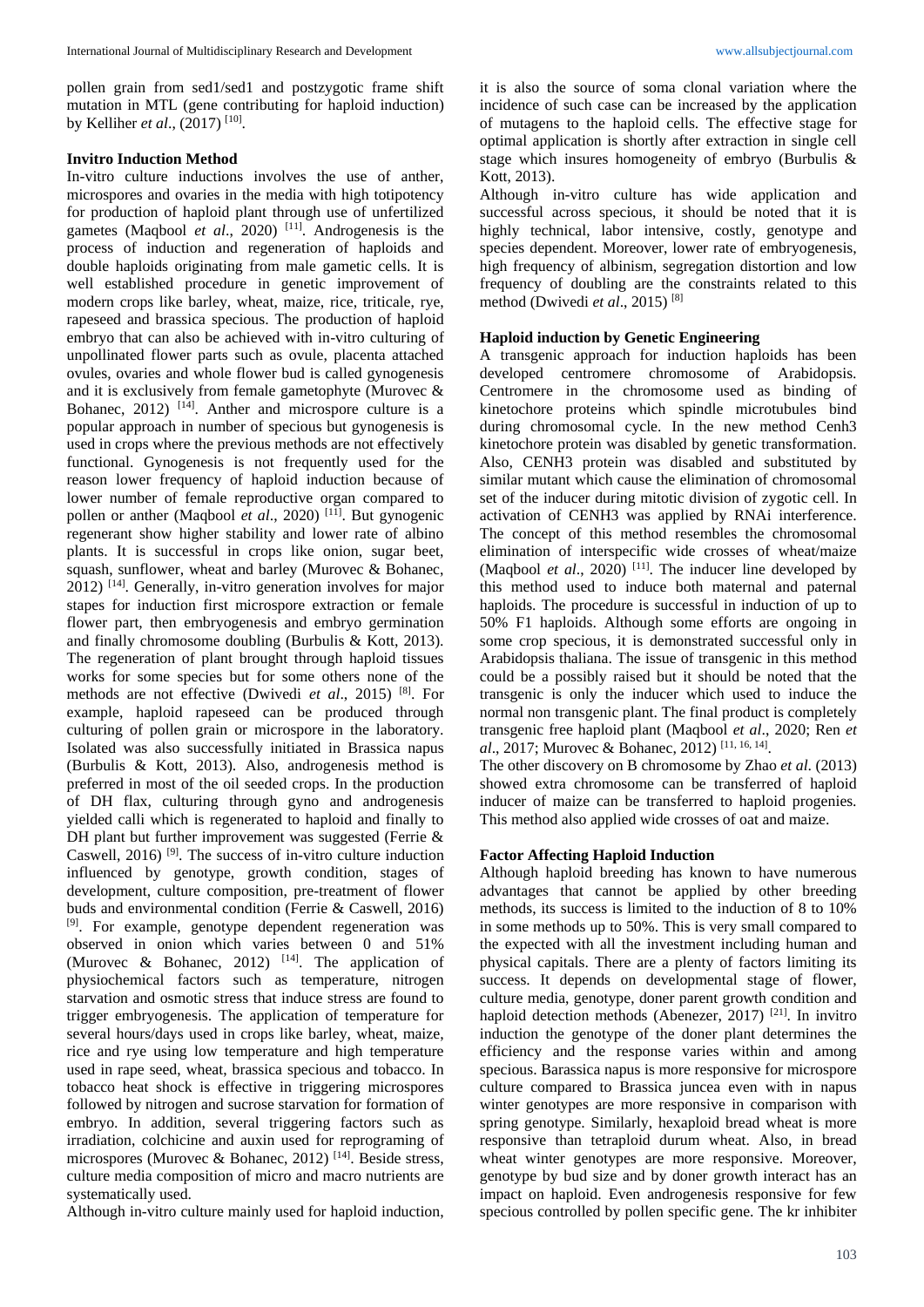pollen grain from sed1/sed1 and postzygotic frame shift mutation in MTL (gene contributing for haploid induction) by Kelliher *et al*., (2017) [10].

**Invitro Induction Method**

In-vitro culture inductions involves the use of anther, microspores and ovaries in the media with high totipotency for production of haploid plant through use of unfertilized gametes (Maqbool *et al*., 2020) [11]. Androgenesis is the process of induction and regeneration of haploids and double haploids originating from male gametic cells. It is well established procedure in genetic improvement of modern crops like barley, wheat, maize, rice, triticale, rye, rapeseed and brassica specious. The production of haploid embryo that can also be achieved with in-vitro culturing of unpollinated flower parts such as ovule, placenta attached ovules, ovaries and whole flower bud is called gynogenesis and it is exclusively from female gametophyte (Murovec & Bohanec, 2012) [14]. Anther and microspore culture is a popular approach in number of specious but gynogenesis is used in crops where the previous methods are not effectively functional. Gynogenesis is not frequently used for the reason lower frequency of haploid induction because of lower number of female reproductive organ compared to pollen or anther (Maqbool *et al*., 2020) [11]. But gynogenic regenerant show higher stability and lower rate of albino plants. It is successful in crops like onion, sugar beet, squash, sunflower, wheat and barley (Murovec & Bohanec, 2012) [14]. Generally, in-vitro generation involves for major stapes for induction first microspore extraction or female flower part, then embryogenesis and embryo germination and finally chromosome doubling (Burbulis & Kott, 2013). The regeneration of plant brought through haploid tissues works for some species but for some others none of the methods are not effective (Dwivedi *et al*., 2015) [8]. For example, haploid rapeseed can be produced through culturing of pollen grain or microspore in the laboratory. Isolated was also successfully initiated in Brassica napus (Burbulis & Kott, 2013). Also, androgenesis method is preferred in most of the oil seeded crops. In the production of DH flax, culturing through gyno and androgenesis yielded calli which is regenerated to haploid and finally to DH plant but further improvement was suggested (Ferrie & Caswell, 2016) [9]. The success of in-vitro culture induction influenced by genotype, growth condition, stages of development, culture composition, pre-treatment of flower buds and environmental condition (Ferrie & Caswell, 2016) [9]. For example, genotype dependent regeneration was observed in onion which varies between 0 and 51% (Murovec & Bohanec, 2012) [14]. The application of physiochemical factors such as temperature, nitrogen starvation and osmotic stress that induce stress are found to trigger embryogenesis. The application of temperature for several hours/days used in crops like barley, wheat, maize, rice and rye using low temperature and high temperature used in rape seed, wheat, brassica specious and tobacco. In tobacco heat shock is effective in triggering microspores followed by nitrogen and sucrose starvation for formation of embryo. In addition, several triggering factors such as irradiation, colchicine and auxin used for reprograming of microspores (Murovec & Bohanec, 2012) [14]. Beside stress, culture media composition of micro and macro nutrients are systematically used.

Although in-vitro culture mainly used for haploid induction, it is also the source of soma clonal variation where the incidence of such case can be increased by the application of mutagens to the haploid cells. The effective stage for optimal application is shortly after extraction in single cell stage which insures homogeneity of embryo (Burbulis & Kott, 2013).

Although in-vitro culture has wide application and successful across specious, it should be noted that it is highly technical, labor intensive, costly, genotype and species dependent. Moreover, lower rate of embryogenesis, high frequency of albinism, segregation distortion and low frequency of doubling are the constraints related to this method (Dwivedi *et al*., 2015) [8]

**Haploid induction by Genetic Engineering**

A transgenic approach for induction haploids has been developed centromere chromosome of Arabidopsis. Centromere in the chromosome used as binding of kinetochore proteins which spindle microtubules bind during chromosomal cycle. In the new method Cenh3 kinetochore protein was disabled by genetic transformation. Also, CENH3 protein was disabled and substituted by similar mutant which cause the elimination of chromosomal set of the inducer during mitotic division of zygotic cell. In activation of CENH3 was applied by RNAi interference. The concept of this method resembles the chromosomal elimination of interspecific wide crosses of wheat/maize (Maqbool *et al*., 2020) [11]. The inducer line developed by this method used to induce both maternal and paternal haploids. The procedure is successful in induction of up to 50% F1 haploids. Although some efforts are ongoing in some crop specious, it is demonstrated successful only in Arabidopsis thaliana. The issue of transgenic in this method could be a possibly raised but it should be noted that the transgenic is only the inducer which used to induce the normal non transgenic plant. The final product is completely transgenic free haploid plant (Maqbool *et al*., 2020; Ren *et al*., 2017; Murovec & Bohanec, 2012) [11, 16, 14].

The other discovery on B chromosome by Zhao *et al.* (2013) showed extra chromosome can be transferred of haploid inducer of maize can be transferred to haploid progenies. This method also applied wide crosses of oat and maize.

**Factor Affecting Haploid Induction**

Although haploid breeding has known to have numerous advantages that cannot be applied by other breeding methods, its success is limited to the induction of 8 to 10% in some methods up to 50%. This is very small compared to the expected with all the investment including human and physical capitals. There are a plenty of factors limiting its success. It depends on developmental stage of flower, culture media, genotype, doner parent growth condition and haploid detection methods (Abenezer, 2017) [21]. In invitro induction the genotype of the doner plant determines the efficiency and the response varies within and among specious. Barassica napus is more responsive for microspore culture compared to Brassica juncea even with in napus winter genotypes are more responsive in comparison with spring genotype. Similarly, hexaploid bread wheat is more responsive than tetraploid durum wheat. Also, in bread wheat winter genotypes are more responsive. Moreover, genotype by bud size and by doner growth interact has an impact on haploid. Even androgenesis responsive for few specious controlled by pollen specific gene. The kr inhibiter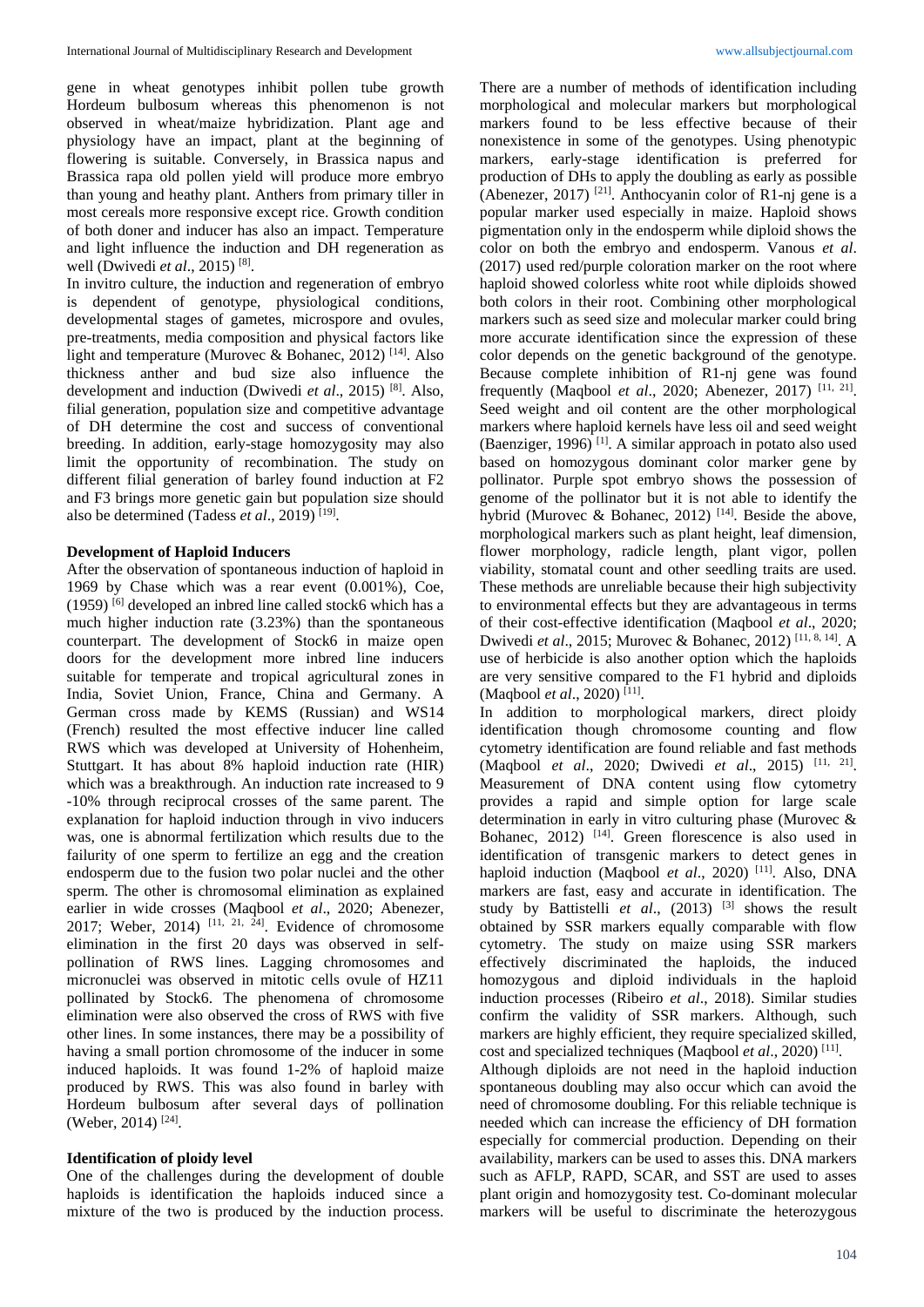gene in wheat genotypes inhibit pollen tube growth Hordeum bulbosum whereas this phenomenon is not observed in wheat/maize hybridization. Plant age and physiology have an impact, plant at the beginning of flowering is suitable. Conversely, in Brassica napus and Brassica rapa old pollen yield will produce more embryo than young and heathy plant. Anthers from primary tiller in most cereals more responsive except rice. Growth condition of both doner and inducer has also an impact. Temperature and light influence the induction and DH regeneration as well (Dwivedi *et al*., 2015) [8].

In invitro culture, the induction and regeneration of embryo is dependent of genotype, physiological conditions, developmental stages of gametes, microspore and ovules, pre-treatments, media composition and physical factors like light and temperature (Murovec & Bohanec, 2012) [14]. Also thickness anther and bud size also influence the development and induction (Dwivedi *et al*., 2015) [8]. Also, filial generation, population size and competitive advantage of DH determine the cost and success of conventional breeding. In addition, early-stage homozygosity may also limit the opportunity of recombination. The study on different filial generation of barley found induction at F2 and F3 brings more genetic gain but population size should also be determined (Tadess *et al*., 2019) [19].

**Development of Haploid Inducers**

After the observation of spontaneous induction of haploid in 1969 by Chase which was a rear event (0.001%), Coe, (1959) [6] developed an inbred line called stock6 which has a much higher induction rate (3.23%) than the spontaneous counterpart. The development of Stock6 in maize open doors for the development more inbred line inducers suitable for temperate and tropical agricultural zones in India, Soviet Union, France, China and Germany. A German cross made by KEMS (Russian) and WS14 (French) resulted the most effective inducer line called RWS which was developed at University of Hohenheim, Stuttgart. It has about 8% haploid induction rate (HIR) which was a breakthrough. An induction rate increased to 9 -10% through reciprocal crosses of the same parent. The explanation for haploid induction through in vivo inducers was, one is abnormal fertilization which results due to the failurity of one sperm to fertilize an egg and the creation endosperm due to the fusion two polar nuclei and the other sperm. The other is chromosomal elimination as explained earlier in wide crosses (Maqbool *et al*., 2020; Abenezer, 2017; Weber, 2014) [11, 21, 24]. Evidence of chromosome elimination in the first 20 days was observed in self-pollination of RWS lines. Lagging chromosomes and micronuclei was observed in mitotic cells ovule of HZ11 pollinated by Stock6. The phenomena of chromosome elimination were also observed the cross of RWS with five other lines. In some instances, there may be a possibility of having a small portion chromosome of the inducer in some induced haploids. It was found 1-2% of haploid maize produced by RWS. This was also found in barley with Hordeum bulbosum after several days of pollination (Weber, 2014) [24].

**Identification of ploidy level**

One of the challenges during the development of double haploids is identification the haploids induced since a mixture of the two is produced by the induction process. There are a number of methods of identification including morphological and molecular markers but morphological markers found to be less effective because of their nonexistence in some of the genotypes. Using phenotypic markers, early-stage identification is preferred for production of DHs to apply the doubling as early as possible (Abenezer, 2017) [21]. Anthocyanin color of R1-nj gene is a popular marker used especially in maize. Haploid shows pigmentation only in the endosperm while diploid shows the color on both the embryo and endosperm. Vanous *et al*. (2017) used red/purple coloration marker on the root where haploid showed colorless white root while diploids showed both colors in their root. Combining other morphological markers such as seed size and molecular marker could bring more accurate identification since the expression of these color depends on the genetic background of the genotype. Because complete inhibition of R1-nj gene was found frequently (Maqbool *et al*., 2020; Abenezer, 2017) [11, 21]. Seed weight and oil content are the other morphological markers where haploid kernels have less oil and seed weight (Baenziger, 1996) [1]. A similar approach in potato also used based on homozygous dominant color marker gene by pollinator. Purple spot embryo shows the possession of genome of the pollinator but it is not able to identify the hybrid (Murovec & Bohanec, 2012) [14]. Beside the above, morphological markers such as plant height, leaf dimension, flower morphology, radicle length, plant vigor, pollen viability, stomatal count and other seedling traits are used. These methods are unreliable because their high subjectivity to environmental effects but they are advantageous in terms of their cost-effective identification (Maqbool *et al*., 2020; Dwivedi *et al*., 2015; Murovec & Bohanec, 2012) [11, 8, 14]. A use of herbicide is also another option which the haploids are very sensitive compared to the F1 hybrid and diploids (Maqbool *et al*., 2020) [11].

In addition to morphological markers, direct ploidy identification though chromosome counting and flow cytometry identification are found reliable and fast methods (Maqbool *et al*., 2020; Dwivedi *et al*., 2015) [11, 21]. Measurement of DNA content using flow cytometry provides a rapid and simple option for large scale determination in early in vitro culturing phase (Murovec & Bohanec, 2012) [14]. Green florescence is also used in identification of transgenic markers to detect genes in haploid induction (Maqbool *et al*., 2020) [11]. Also, DNA markers are fast, easy and accurate in identification. The study by Battistelli *et al*., (2013) [3] shows the result obtained by SSR markers equally comparable with flow cytometry. The study on maize using SSR markers effectively discriminated the haploids, the induced homozygous and diploid individuals in the haploid induction processes (Ribeiro *et al*., 2018). Similar studies confirm the validity of SSR markers. Although, such markers are highly efficient, they require specialized skilled, cost and specialized techniques (Maqbool *et al*., 2020) [11].

Although diploids are not need in the haploid induction spontaneous doubling may also occur which can avoid the need of chromosome doubling. For this reliable technique is needed which can increase the efficiency of DH formation especially for commercial production. Depending on their availability, markers can be used to asses this. DNA markers such as AFLP, RAPD, SCAR, and SST are used to asses plant origin and homozygosity test. Co-dominant molecular markers will be useful to discriminate the heterozygous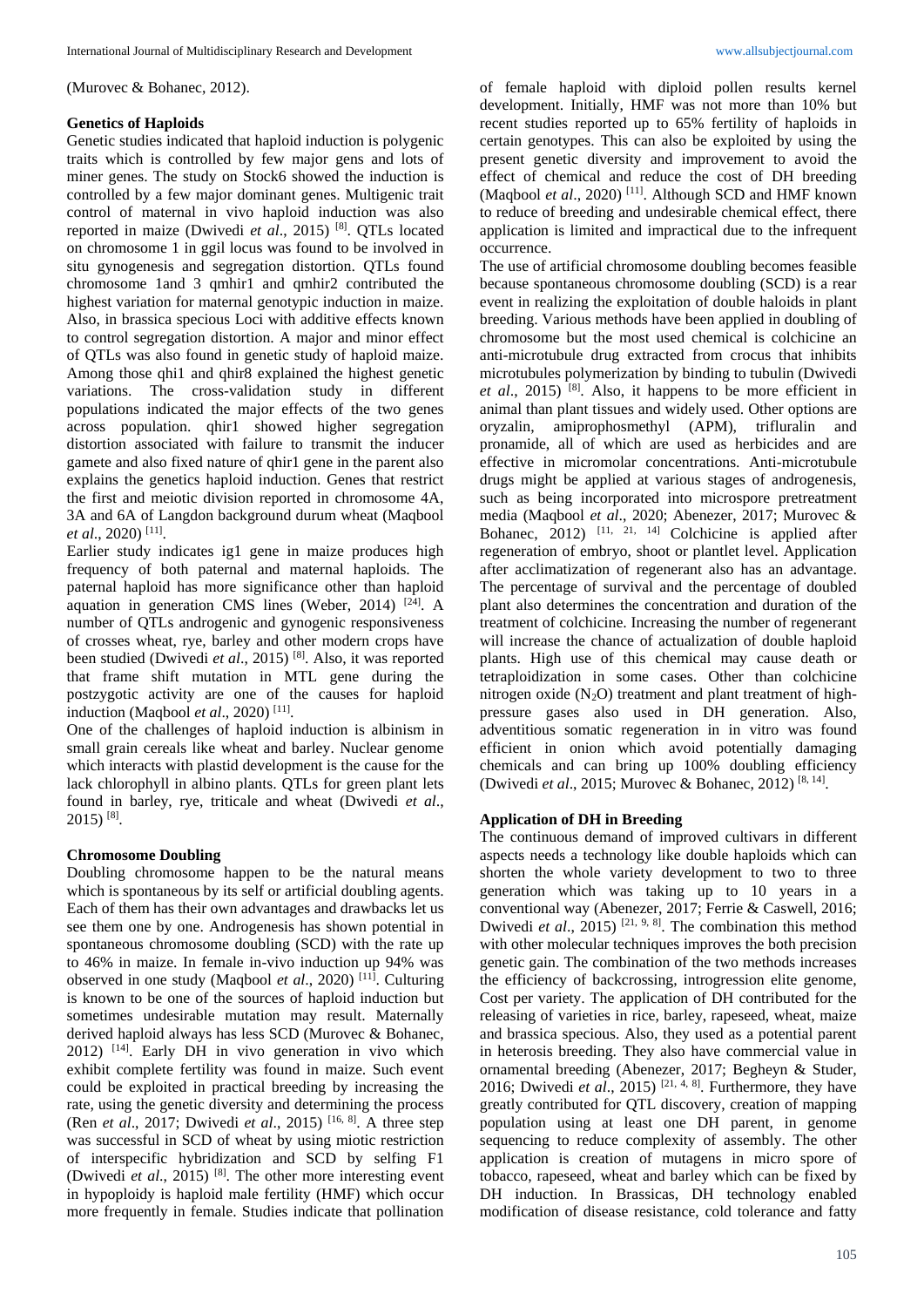(Murovec & Bohanec, 2012).

### Genetics of Haploids

Genetic studies indicated that haploid induction is polygenic traits which is controlled by few major gens and lots of miner genes. The study on Stock6 showed the induction is controlled by a few major dominant genes. Multigenic trait control of maternal in vivo haploid induction was also reported in maize (Dwivedi *et al*., 2015) [8]. QTLs located on chromosome 1 in ggil locus was found to be involved in in situ gynogenesis and segregation distortion. QTLs found chromosome 1and 3 qmhir1 and qmhir2 contributed the highest variation for maternal genotypic induction in maize. Also, in brassica specious Loci with additive effects known to control segregation distortion. A major and minor effect of QTLs was also found in genetic study of haploid maize. Among those qhi1 and qhir8 explained the highest genetic variations. The cross-validation study in different populations indicated the major effects of the two genes across population. qhir1 showed higher segregation distortion associated with failure to transmit the inducer gamete and also fixed nature of qhir1 gene in the parent also explains the genetics haploid induction. Genes that restrict the first and meiotic division reported in chromosome 4A, 3A and 6A of Langdon background durum wheat (Maqbool *et al*., 2020) [11].

Earlier study indicates ig1 gene in maize produces high frequency of both paternal and maternal haploids. The paternal haploid has more significance other than haploid aquation in generation CMS lines (Weber, 2014) [24]. A number of QTLs androgenic and gynogenic responsiveness of crosses wheat, rye, barley and other modern crops have been studied (Dwivedi *et al*., 2015) [8]. Also, it was reported that frame shift mutation in MTL gene during the postzygotic activity are one of the causes for haploid induction (Maqbool *et al*., 2020) [11].

One of the challenges of haploid induction is albinism in small grain cereals like wheat and barley. Nuclear genome which interacts with plastid development is the cause for the lack chlorophyll in albino plants. QTLs for green plant lets found in barley, rye, triticale and wheat (Dwivedi *et al*., 2015) [8].

### Chromosome Doubling

Doubling chromosome happen to be the natural means which is spontaneous by its self or artificial doubling agents. Each of them has their own advantages and drawbacks let us see them one by one. Androgenesis has shown potential in spontaneous chromosome doubling (SCD) with the rate up to 46% in maize. In female in-vivo induction up 94% was observed in one study (Maqbool *et al*., 2020) [11]. Culturing is known to be one of the sources of haploid induction but sometimes undesirable mutation may result. Maternally derived haploid always has less SCD (Murovec & Bohanec, 2012) [14]. Early DH in vivo generation in vivo which exhibit complete fertility was found in maize. Such event could be exploited in practical breeding by increasing the rate, using the genetic diversity and determining the process (Ren *et al*., 2017; Dwivedi *et al*., 2015) [16, 8]. A three step was successful in SCD of wheat by using miotic restriction of interspecific hybridization and SCD by selfing F1 (Dwivedi *et al*., 2015) [8]. The other more interesting event in hypoploidy is haploid male fertility (HMF) which occur more frequently in female. Studies indicate that pollination of female haploid with diploid pollen results kernel development. Initially, HMF was not more than 10% but recent studies reported up to 65% fertility of haploids in certain genotypes. This can also be exploited by using the present genetic diversity and improvement to avoid the effect of chemical and reduce the cost of DH breeding (Maqbool *et al*., 2020) [11]. Although SCD and HMF known to reduce of breeding and undesirable chemical effect, there application is limited and impractical due to the infrequent occurrence.

The use of artificial chromosome doubling becomes feasible because spontaneous chromosome doubling (SCD) is a rear event in realizing the exploitation of double haloids in plant breeding. Various methods have been applied in doubling of chromosome but the most used chemical is colchicine an anti-microtubule drug extracted from crocus that inhibits microtubules polymerization by binding to tubulin (Dwivedi *et al*., 2015) [8]. Also, it happens to be more efficient in animal than plant tissues and widely used. Other options are oryzalin, amiprophosmethyl (APM), trifluralin and pronamide, all of which are used as herbicides and are effective in micromolar concentrations. Anti-microtubule drugs might be applied at various stages of androgenesis, such as being incorporated into microspore pretreatment media (Maqbool *et al*., 2020; Abenezer, 2017; Murovec & Bohanec, 2012) [11, 21, 14] Colchicine is applied after regeneration of embryo, shoot or plantlet level. Application after acclimatization of regenerant also has an advantage. The percentage of survival and the percentage of doubled plant also determines the concentration and duration of the treatment of colchicine. Increasing the number of regenerant will increase the chance of actualization of double haploid plants. High use of this chemical may cause death or tetraploidization in some cases. Other than colchicine nitrogen oxide ($N_2O$) treatment and plant treatment of high-pressure gases also used in DH generation. Also, adventitious somatic regeneration in in vitro was found efficient in onion which avoid potentially damaging chemicals and can bring up 100% doubling efficiency (Dwivedi *et al*., 2015; Murovec & Bohanec, 2012) [8, 14].

### Application of DH in Breeding

The continuous demand of improved cultivars in different aspects needs a technology like double haploids which can shorten the whole variety development to two to three generation which was taking up to 10 years in a conventional way (Abenezer, 2017; Ferrie & Caswell, 2016; Dwivedi *et al*., 2015) [21, 9, 8]. The combination this method with other molecular techniques improves the both precision genetic gain. The combination of the two methods increases the efficiency of backcrossing, introgression elite genome, Cost per variety. The application of DH contributed for the releasing of varieties in rice, barley, rapeseed, wheat, maize and brassica specious. Also, they used as a potential parent in heterosis breeding. They also have commercial value in ornamental breeding (Abenezer, 2017; Begheyn & Studer, 2016; Dwivedi *et al*., 2015) [21, 4, 8]. Furthermore, they have greatly contributed for QTL discovery, creation of mapping population using at least one DH parent, in genome sequencing to reduce complexity of assembly. The other application is creation of mutagens in micro spore of tobacco, rapeseed, wheat and barley which can be fixed by DH induction. In Brassicas, DH technology enabled modification of disease resistance, cold tolerance and fatty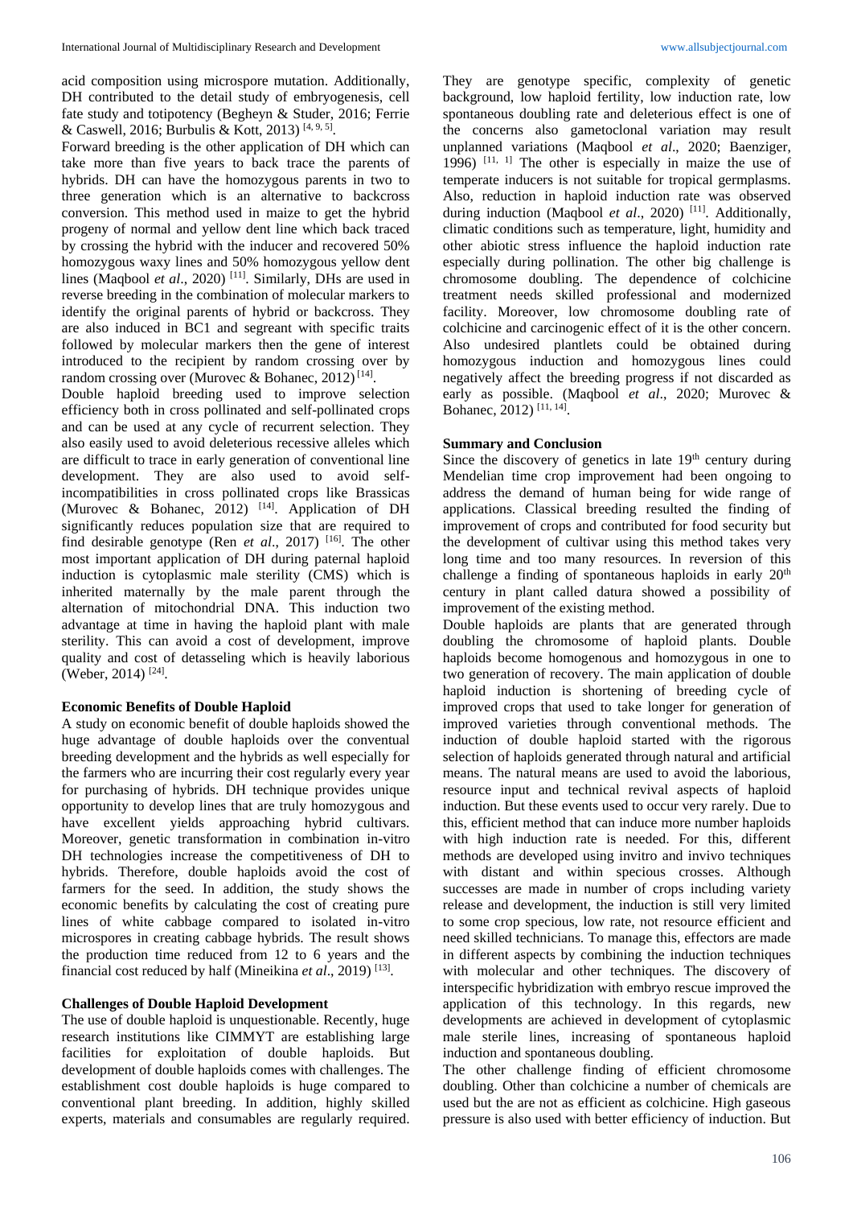acid composition using microspore mutation. Additionally, DH contributed to the detail study of embryogenesis, cell fate study and totipotency (Begheyn & Studer, 2016; Ferrie & Caswell, 2016; Burbulis & Kott, 2013) [4, 9, 5].

Forward breeding is the other application of DH which can take more than five years to back trace the parents of hybrids. DH can have the homozygous parents in two to three generation which is an alternative to backcross conversion. This method used in maize to get the hybrid progeny of normal and yellow dent line which back traced by crossing the hybrid with the inducer and recovered 50% homozygous waxy lines and 50% homozygous yellow dent lines (Maqbool *et al*., 2020) [11]. Similarly, DHs are used in reverse breeding in the combination of molecular markers to identify the original parents of hybrid or backcross. They are also induced in BC1 and segreant with specific traits followed by molecular markers then the gene of interest introduced to the recipient by random crossing over by random crossing over (Murovec & Bohanec, 2012) [14].

Double haploid breeding used to improve selection efficiency both in cross pollinated and self-pollinated crops and can be used at any cycle of recurrent selection. They also easily used to avoid deleterious recessive alleles which are difficult to trace in early generation of conventional line development. They are also used to avoid self-incompatibilities in cross pollinated crops like Brassicas (Murovec & Bohanec, 2012) [14]. Application of DH significantly reduces population size that are required to find desirable genotype (Ren *et al*., 2017) [16]. The other most important application of DH during paternal haploid induction is cytoplasmic male sterility (CMS) which is inherited maternally by the male parent through the alternation of mitochondrial DNA. This induction two advantage at time in having the haploid plant with male sterility. This can avoid a cost of development, improve quality and cost of detasseling which is heavily laborious (Weber, 2014) [24].

**Economic Benefits of Double Haploid**

A study on economic benefit of double haploids showed the huge advantage of double haploids over the conventual breeding development and the hybrids as well especially for the farmers who are incurring their cost regularly every year for purchasing of hybrids. DH technique provides unique opportunity to develop lines that are truly homozygous and have excellent yields approaching hybrid cultivars. Moreover, genetic transformation in combination in-vitro DH technologies increase the competitiveness of DH to hybrids. Therefore, double haploids avoid the cost of farmers for the seed. In addition, the study shows the economic benefits by calculating the cost of creating pure lines of white cabbage compared to isolated in-vitro microspores in creating cabbage hybrids. The result shows the production time reduced from 12 to 6 years and the financial cost reduced by half (Mineikina *et al*., 2019) [13].

**Challenges of Double Haploid Development**

The use of double haploid is unquestionable. Recently, huge research institutions like CIMMYT are establishing large facilities for exploitation of double haploids. But development of double haploids comes with challenges. The establishment cost double haploids is huge compared to conventional plant breeding. In addition, highly skilled experts, materials and consumables are regularly required. They are genotype specific, complexity of genetic background, low haploid fertility, low induction rate, low spontaneous doubling rate and deleterious effect is one of the concerns also gametoclonal variation may result unplanned variations (Maqbool *et al*., 2020; Baenziger, 1996) [11, 1]. The other is especially in maize the use of temperate inducers is not suitable for tropical germplasms. Also, reduction in haploid induction rate was observed during induction (Maqbool *et al*., 2020) [11]. Additionally, climatic conditions such as temperature, light, humidity and other abiotic stress influence the haploid induction rate especially during pollination. The other big challenge is chromosome doubling. The dependence of colchicine treatment needs skilled professional and modernized facility. Moreover, low chromosome doubling rate of colchicine and carcinogenic effect of it is the other concern. Also undesired plantlets could be obtained during homozygous induction and homozygous lines could negatively affect the breeding progress if not discarded as early as possible. (Maqbool *et al*., 2020; Murovec & Bohanec, 2012) [11, 14].

**Summary and Conclusion**

Since the discovery of genetics in late 19th century during Mendelian time crop improvement had been ongoing to address the demand of human being for wide range of applications. Classical breeding resulted the finding of improvement of crops and contributed for food security but the development of cultivar using this method takes very long time and too many resources. In reversion of this challenge a finding of spontaneous haploids in early 20th century in plant called datura showed a possibility of improvement of the existing method.

Double haploids are plants that are generated through doubling the chromosome of haploid plants. Double haploids become homogenous and homozygous in one to two generation of recovery. The main application of double haploid induction is shortening of breeding cycle of improved crops that used to take longer for generation of improved varieties through conventional methods. The induction of double haploid started with the rigorous selection of haploids generated through natural and artificial means. The natural means are used to avoid the laborious, resource input and technical revival aspects of haploid induction. But these events used to occur very rarely. Due to this, efficient method that can induce more number haploids with high induction rate is needed. For this, different methods are developed using invitro and invivo techniques with distant and within specious crosses. Although successes are made in number of crops including variety release and development, the induction is still very limited to some crop specious, low rate, not resource efficient and need skilled technicians. To manage this, effectors are made in different aspects by combining the induction techniques with molecular and other techniques. The discovery of interspecific hybridization with embryo rescue improved the application of this technology. In this regards, new developments are achieved in development of cytoplasmic male sterile lines, increasing of spontaneous haploid induction and spontaneous doubling.

The other challenge finding of efficient chromosome doubling. Other than colchicine a number of chemicals are used but the are not as efficient as colchicine. High gaseous pressure is also used with better efficiency of induction. But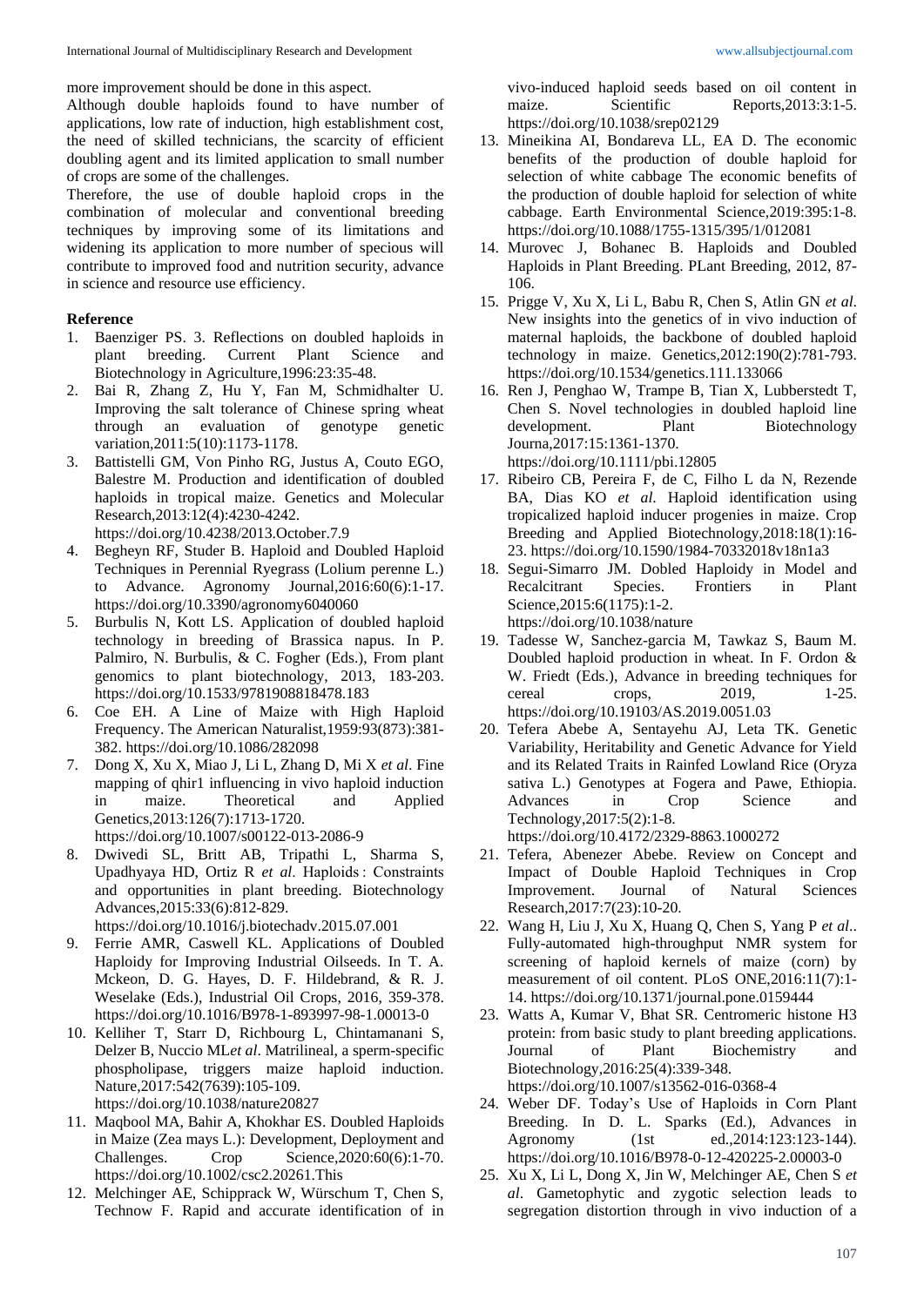more improvement should be done in this aspect.

Although double haploids found to have number of applications, low rate of induction, high establishment cost, the need of skilled technicians, the scarcity of efficient doubling agent and its limited application to small number of crops are some of the challenges.

Therefore, the use of double haploid crops in the combination of molecular and conventional breeding techniques by improving some of its limitations and widening its application to more number of specious will contribute to improved food and nutrition security, advance in science and resource use efficiency.

## Reference

1. Baenziger PS. 3. Reflections on doubled haploids in plant breeding. Current Plant Science and Biotechnology in Agriculture,1996:23:35-48.
2. Bai R, Zhang Z, Hu Y, Fan M, Schmidhalter U. Improving the salt tolerance of Chinese spring wheat through an evaluation of genotype genetic variation,2011:5(10):1173-1178.
3. Battistelli GM, Von Pinho RG, Justus A, Couto EGO, Balestre M. Production and identification of doubled haploids in tropical maize. Genetics and Molecular Research,2013:12(4):4230-4242. https://doi.org/10.4238/2013.October.7.9
4. Begheyn RF, Studer B. Haploid and Doubled Haploid Techniques in Perennial Ryegrass (Lolium perenne L.) to Advance. Agronomy Journal,2016:60(6):1-17. https://doi.org/10.3390/agronomy6040060
5. Burbulis N, Kott LS. Application of doubled haploid technology in breeding of Brassica napus. In P. Palmiro, N. Burbulis, & C. Fogher (Eds.), From plant genomics to plant biotechnology, 2013, 183-203. https://doi.org/10.1533/9781908818478.183
6. Coe EH. A Line of Maize with High Haploid Frequency. The American Naturalist,1959:93(873):381-382. https://doi.org/10.1086/282098
7. Dong X, Xu X, Miao J, Li L, Zhang D, Mi X *et al*. Fine mapping of qhir1 influencing in vivo haploid induction in maize. Theoretical and Applied Genetics,2013:126(7):1713-1720. https://doi.org/10.1007/s00122-013-2086-9
8. Dwivedi SL, Britt AB, Tripathi L, Sharma S, Upadhyaya HD, Ortiz R *et al*. Haploids : Constraints and opportunities in plant breeding. Biotechnology Advances,2015:33(6):812-829. https://doi.org/10.1016/j.biotechadv.2015.07.001
9. Ferrie AMR, Caswell KL. Applications of Doubled Haploidy for Improving Industrial Oilseeds. In T. A. Mckeon, D. G. Hayes, D. F. Hildebrand, & R. J. Weselake (Eds.), Industrial Oil Crops, 2016, 359-378. https://doi.org/10.1016/B978-1-893997-98-1.00013-0
10. Kelliher T, Starr D, Richbourg L, Chintamanani S, Delzer B, Nuccio ML*et al*. Matrilineal, a sperm-specific phospholipase, triggers maize haploid induction. Nature,2017:542(7639):105-109. https://doi.org/10.1038/nature20827
11. Maqbool MA, Bahir A, Khokhar ES. Doubled Haploids in Maize (Zea mays L.): Development, Deployment and Challenges. Crop Science,2020:60(6):1-70. https://doi.org/10.1002/csc2.20261.This
12. Melchinger AE, Schipprack W, Würschum T, Chen S, Technow F. Rapid and accurate identification of in vivo-induced haploid seeds based on oil content in maize. Scientific Reports,2013:3:1-5. https://doi.org/10.1038/srep02129
13. Mineikina AI, Bondareva LL, EA D. The economic benefits of the production of double haploid for selection of white cabbage The economic benefits of the production of double haploid for selection of white cabbage. Earth Environmental Science,2019:395:1-8. https://doi.org/10.1088/1755-1315/395/1/012081
14. Murovec J, Bohanec B. Haploids and Doubled Haploids in Plant Breeding. PLant Breeding, 2012, 87-106.
15. Prigge V, Xu X, Li L, Babu R, Chen S, Atlin GN *et al*. New insights into the genetics of in vivo induction of maternal haploids, the backbone of doubled haploid technology in maize. Genetics,2012:190(2):781-793. https://doi.org/10.1534/genetics.111.133066
16. Ren J, Penghao W, Trampe B, Tian X, Lubberstedt T, Chen S. Novel technologies in doubled haploid line development. Plant Biotechnology Journa,2017:15:1361-1370. https://doi.org/10.1111/pbi.12805
17. Ribeiro CB, Pereira F, de C, Filho L da N, Rezende BA, Dias KO *et al*. Haploid identification using tropicalized haploid inducer progenies in maize. Crop Breeding and Applied Biotechnology,2018:18(1):16-23. https://doi.org/10.1590/1984-70332018v18n1a3
18. Segui-Simarro JM. Dobled Haploidy in Model and Recalcitrant Species. Frontiers in Plant Science,2015:6(1175):1-2. https://doi.org/10.1038/nature
19. Tadesse W, Sanchez-garcia M, Tawkaz S, Baum M. Doubled haploid production in wheat. In F. Ordon & W. Friedt (Eds.), Advance in breeding techniques for cereal crops, 2019, 1-25. https://doi.org/10.19103/AS.2019.0051.03
20. Tefera Abebe A, Sentayehu AJ, Leta TK. Genetic Variability, Heritability and Genetic Advance for Yield and its Related Traits in Rainfed Lowland Rice (Oryza sativa L.) Genotypes at Fogera and Pawe, Ethiopia. Advances in Crop Science and Technology,2017:5(2):1-8. https://doi.org/10.4172/2329-8863.1000272
21. Tefera, Abenezer Abebe. Review on Concept and Impact of Double Haploid Techniques in Crop Improvement. Journal of Natural Sciences Research,2017:7(23):10-20.
22. Wang H, Liu J, Xu X, Huang Q, Chen S, Yang P *et al*.. Fully-automated high-throughput NMR system for screening of haploid kernels of maize (corn) by measurement of oil content. PLoS ONE,2016:11(7):1-14. https://doi.org/10.1371/journal.pone.0159444
23. Watts A, Kumar V, Bhat SR. Centromeric histone H3 protein: from basic study to plant breeding applications. Journal of Plant Biochemistry and Biotechnology,2016:25(4):339-348. https://doi.org/10.1007/s13562-016-0368-4
24. Weber DF. Today's Use of Haploids in Corn Plant Breeding. In D. L. Sparks (Ed.), Advances in Agronomy (1st ed.,2014:123:123-144). https://doi.org/10.1016/B978-0-12-420225-2.00003-0
25. Xu X, Li L, Dong X, Jin W, Melchinger AE, Chen S *et al*. Gametophytic and zygotic selection leads to segregation distortion through in vivo induction of a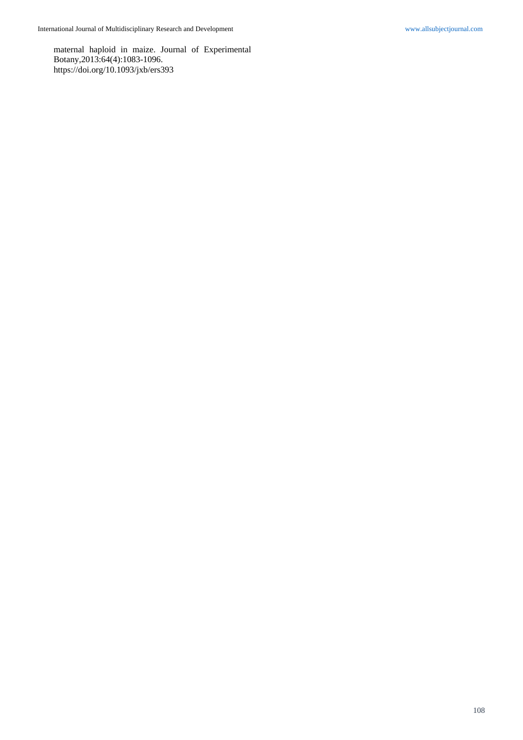maternal haploid in maize. Journal of Experimental Botany,2013:64(4):1083-1096. https://doi.org/10.1093/jxb/ers393